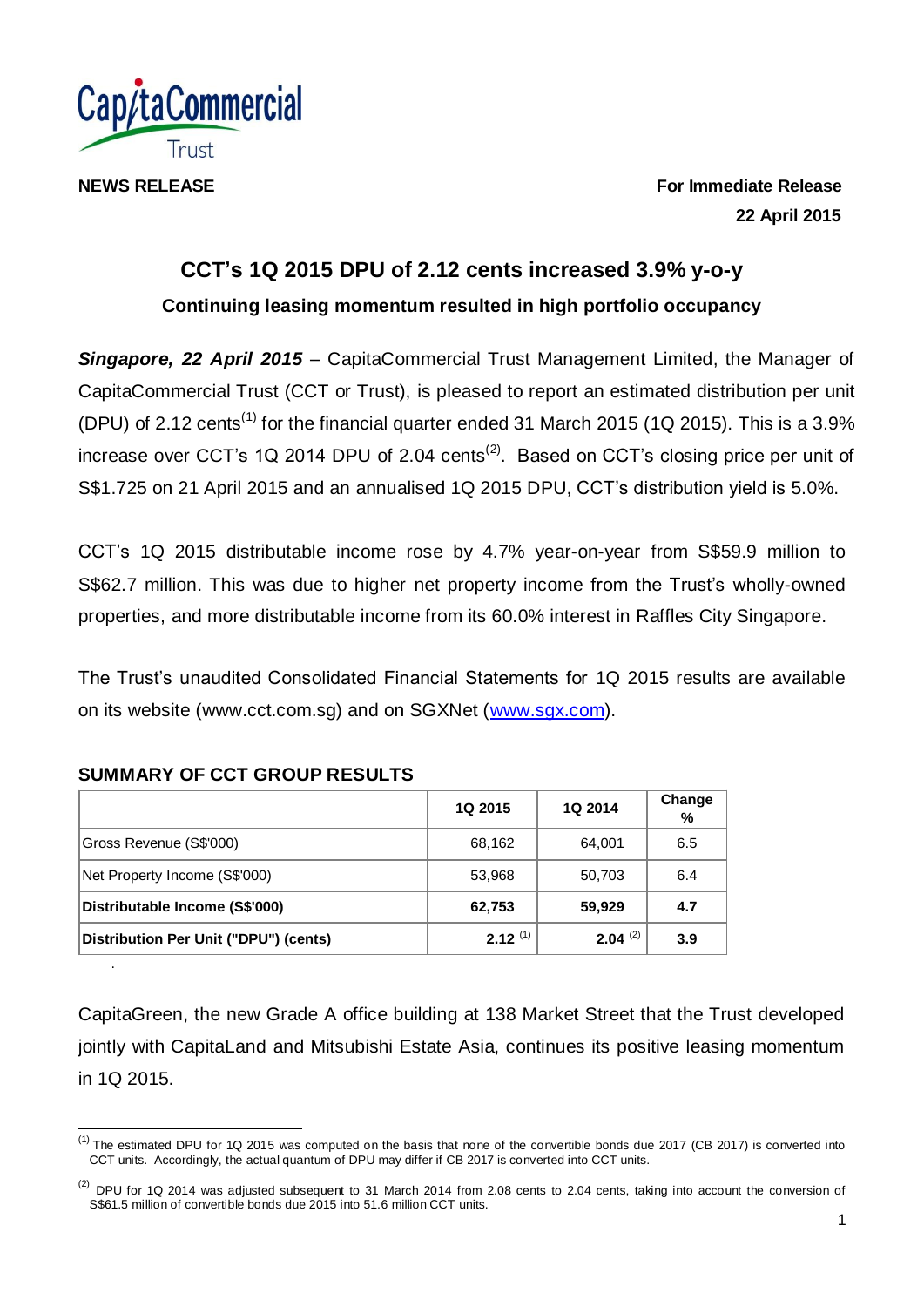CapitaCommercial Trust

**NEWS RELEASE**

**For Immediate Release**
**22 April 2015**

# CCT's 1Q 2015 DPU of 2.12 cents increased 3.9% y-o-y

## Continuing leasing momentum resulted in high portfolio occupancy

***Singapore, 22 April 2015*** – CapitaCommercial Trust Management Limited, the Manager of CapitaCommercial Trust (CCT or Trust), is pleased to report an estimated distribution per unit (DPU) of 2.12 cents[1] for the financial quarter ended 31 March 2015 (1Q 2015). This is a 3.9% increase over CCT's 1Q 2014 DPU of 2.04 cents[2]. Based on CCT's closing price per unit of S$1.725 on 21 April 2015 and an annualised 1Q 2015 DPU, CCT's distribution yield is 5.0%.

CCT's 1Q 2015 distributable income rose by 4.7% year-on-year from S$59.9 million to S$62.7 million. This was due to higher net property income from the Trust's wholly-owned properties, and more distributable income from its 60.0% interest in Raffles City Singapore.

The Trust's unaudited Consolidated Financial Statements for 1Q 2015 results are available on its website (www.cct.com.sg) and on SGXNet (www.sgx.com).

### SUMMARY OF CCT GROUP RESULTS

| | 1Q 2015 | 1Q 2014 | Change % |
|---|---|---|---|
| Gross Revenue (S$'000) | 68,162 | 64,001 | 6.5 |
| Net Property Income (S$'000) | 53,968 | 50,703 | 6.4 |
| **Distributable Income (S$'000)** | **62,753** | **59,929** | **4.7** |
| **Distribution Per Unit ("DPU") (cents)** | **2.12** [1] | **2.04** [2] | **3.9** |

CapitaGreen, the new Grade A office building at 138 Market Street that the Trust developed jointly with CapitaLand and Mitsubishi Estate Asia, continues its positive leasing momentum in 1Q 2015.

---

[1] The estimated DPU for 1Q 2015 was computed on the basis that none of the convertible bonds due 2017 (CB 2017) is converted into CCT units. Accordingly, the actual quantum of DPU may differ if CB 2017 is converted into CCT units.

[2] DPU for 1Q 2014 was adjusted subsequent to 31 March 2014 from 2.08 cents to 2.04 cents, taking into account the conversion of S$61.5 million of convertible bonds due 2015 into 51.6 million CCT units.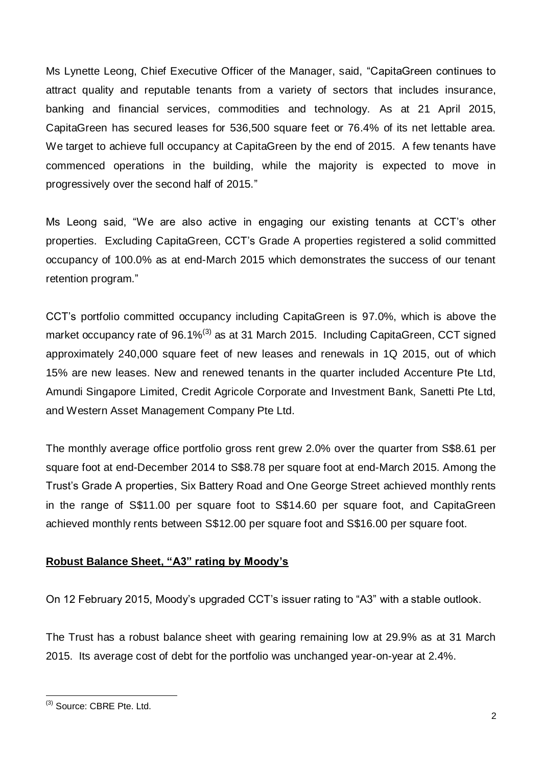Ms Lynette Leong, Chief Executive Officer of the Manager, said, "CapitaGreen continues to attract quality and reputable tenants from a variety of sectors that includes insurance, banking and financial services, commodities and technology. As at 21 April 2015, CapitaGreen has secured leases for 536,500 square feet or 76.4% of its net lettable area. We target to achieve full occupancy at CapitaGreen by the end of 2015. A few tenants have commenced operations in the building, while the majority is expected to move in progressively over the second half of 2015."

Ms Leong said, "We are also active in engaging our existing tenants at CCT's other properties. Excluding CapitaGreen, CCT's Grade A properties registered a solid committed occupancy of 100.0% as at end-March 2015 which demonstrates the success of our tenant retention program."

CCT's portfolio committed occupancy including CapitaGreen is 97.0%, which is above the market occupancy rate of 96.1%[3] as at 31 March 2015. Including CapitaGreen, CCT signed approximately 240,000 square feet of new leases and renewals in 1Q 2015, out of which 15% are new leases. New and renewed tenants in the quarter included Accenture Pte Ltd, Amundi Singapore Limited, Credit Agricole Corporate and Investment Bank, Sanetti Pte Ltd, and Western Asset Management Company Pte Ltd.

The monthly average office portfolio gross rent grew 2.0% over the quarter from S$8.61 per square foot at end-December 2014 to S$8.78 per square foot at end-March 2015. Among the Trust's Grade A properties, Six Battery Road and One George Street achieved monthly rents in the range of S$11.00 per square foot to S$14.60 per square foot, and CapitaGreen achieved monthly rents between S$12.00 per square foot and S$16.00 per square foot.

**Robust Balance Sheet, "A3" rating by Moody's**

On 12 February 2015, Moody's upgraded CCT's issuer rating to "A3" with a stable outlook.

The Trust has a robust balance sheet with gearing remaining low at 29.9% as at 31 March 2015. Its average cost of debt for the portfolio was unchanged year-on-year at 2.4%.

[3] Source: CBRE Pte. Ltd.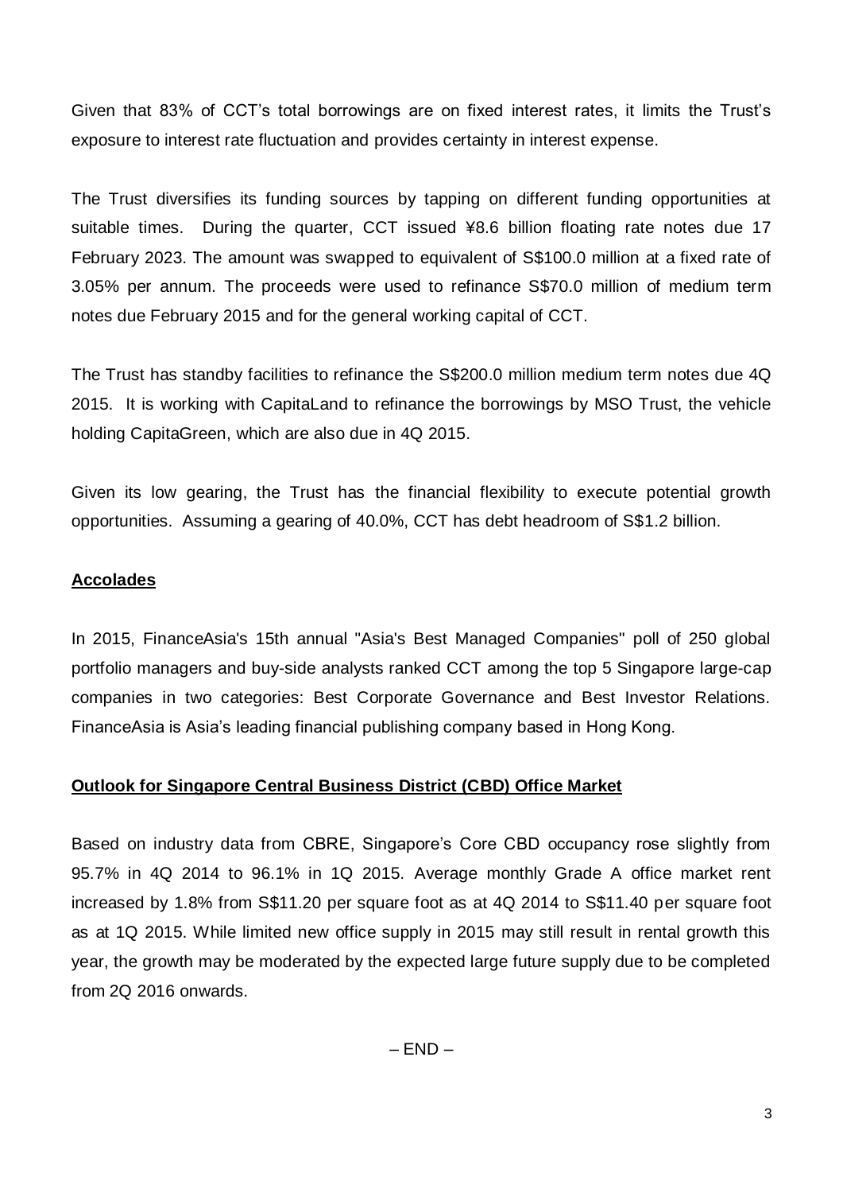Given that 83% of CCT's total borrowings are on fixed interest rates, it limits the Trust's exposure to interest rate fluctuation and provides certainty in interest expense.

The Trust diversifies its funding sources by tapping on different funding opportunities at suitable times. During the quarter, CCT issued ¥8.6 billion floating rate notes due 17 February 2023. The amount was swapped to equivalent of S$100.0 million at a fixed rate of 3.05% per annum. The proceeds were used to refinance S$70.0 million of medium term notes due February 2015 and for the general working capital of CCT.

The Trust has standby facilities to refinance the S$200.0 million medium term notes due 4Q 2015. It is working with CapitaLand to refinance the borrowings by MSO Trust, the vehicle holding CapitaGreen, which are also due in 4Q 2015.

Given its low gearing, the Trust has the financial flexibility to execute potential growth opportunities. Assuming a gearing of 40.0%, CCT has debt headroom of S$1.2 billion.

**Accolades**

In 2015, FinanceAsia's 15th annual "Asia's Best Managed Companies" poll of 250 global portfolio managers and buy-side analysts ranked CCT among the top 5 Singapore large-cap companies in two categories: Best Corporate Governance and Best Investor Relations. FinanceAsia is Asia's leading financial publishing company based in Hong Kong.

**Outlook for Singapore Central Business District (CBD) Office Market**

Based on industry data from CBRE, Singapore's Core CBD occupancy rose slightly from 95.7% in 4Q 2014 to 96.1% in 1Q 2015. Average monthly Grade A office market rent increased by 1.8% from S$11.20 per square foot as at 4Q 2014 to S$11.40 per square foot as at 1Q 2015. While limited new office supply in 2015 may still result in rental growth this year, the growth may be moderated by the expected large future supply due to be completed from 2Q 2016 onwards.

– END –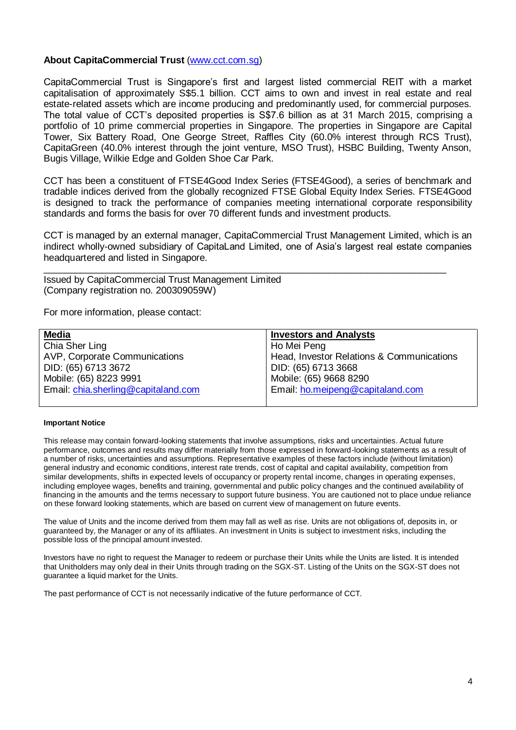**About CapitaCommercial Trust** (www.cct.com.sg)

CapitaCommercial Trust is Singapore's first and largest listed commercial REIT with a market capitalisation of approximately S$5.1 billion. CCT aims to own and invest in real estate and real estate-related assets which are income producing and predominantly used, for commercial purposes. The total value of CCT's deposited properties is S$7.6 billion as at 31 March 2015, comprising a portfolio of 10 prime commercial properties in Singapore. The properties in Singapore are Capital Tower, Six Battery Road, One George Street, Raffles City (60.0% interest through RCS Trust), CapitaGreen (40.0% interest through the joint venture, MSO Trust), HSBC Building, Twenty Anson, Bugis Village, Wilkie Edge and Golden Shoe Car Park.

CCT has been a constituent of FTSE4Good Index Series (FTSE4Good), a series of benchmark and tradable indices derived from the globally recognized FTSE Global Equity Index Series. FTSE4Good is designed to track the performance of companies meeting international corporate responsibility standards and forms the basis for over 70 different funds and investment products.

CCT is managed by an external manager, CapitaCommercial Trust Management Limited, which is an indirect wholly-owned subsidiary of CapitaLand Limited, one of Asia's largest real estate companies headquartered and listed in Singapore.

---

Issued by CapitaCommercial Trust Management Limited
(Company registration no. 200309059W)

For more information, please contact:

| **Media** | **Investors and Analysts** |
|---|---|
| Chia Sher Ling | Ho Mei Peng |
| AVP, Corporate Communications | Head, Investor Relations & Communications |
| DID: (65) 6713 3672 | DID: (65) 6713 3668 |
| Mobile: (65) 8223 9991 | Mobile: (65) 9668 8290 |
| Email: chia.sherling@capitaland.com | Email: ho.meipeng@capitaland.com |

**Important Notice**

This release may contain forward-looking statements that involve assumptions, risks and uncertainties. Actual future performance, outcomes and results may differ materially from those expressed in forward-looking statements as a result of a number of risks, uncertainties and assumptions. Representative examples of these factors include (without limitation) general industry and economic conditions, interest rate trends, cost of capital and capital availability, competition from similar developments, shifts in expected levels of occupancy or property rental income, changes in operating expenses, including employee wages, benefits and training, governmental and public policy changes and the continued availability of financing in the amounts and the terms necessary to support future business. You are cautioned not to place undue reliance on these forward looking statements, which are based on current view of management on future events.

The value of Units and the income derived from them may fall as well as rise. Units are not obligations of, deposits in, or guaranteed by, the Manager or any of its affiliates. An investment in Units is subject to investment risks, including the possible loss of the principal amount invested.

Investors have no right to request the Manager to redeem or purchase their Units while the Units are listed. It is intended that Unitholders may only deal in their Units through trading on the SGX-ST. Listing of the Units on the SGX-ST does not guarantee a liquid market for the Units.

The past performance of CCT is not necessarily indicative of the future performance of CCT.